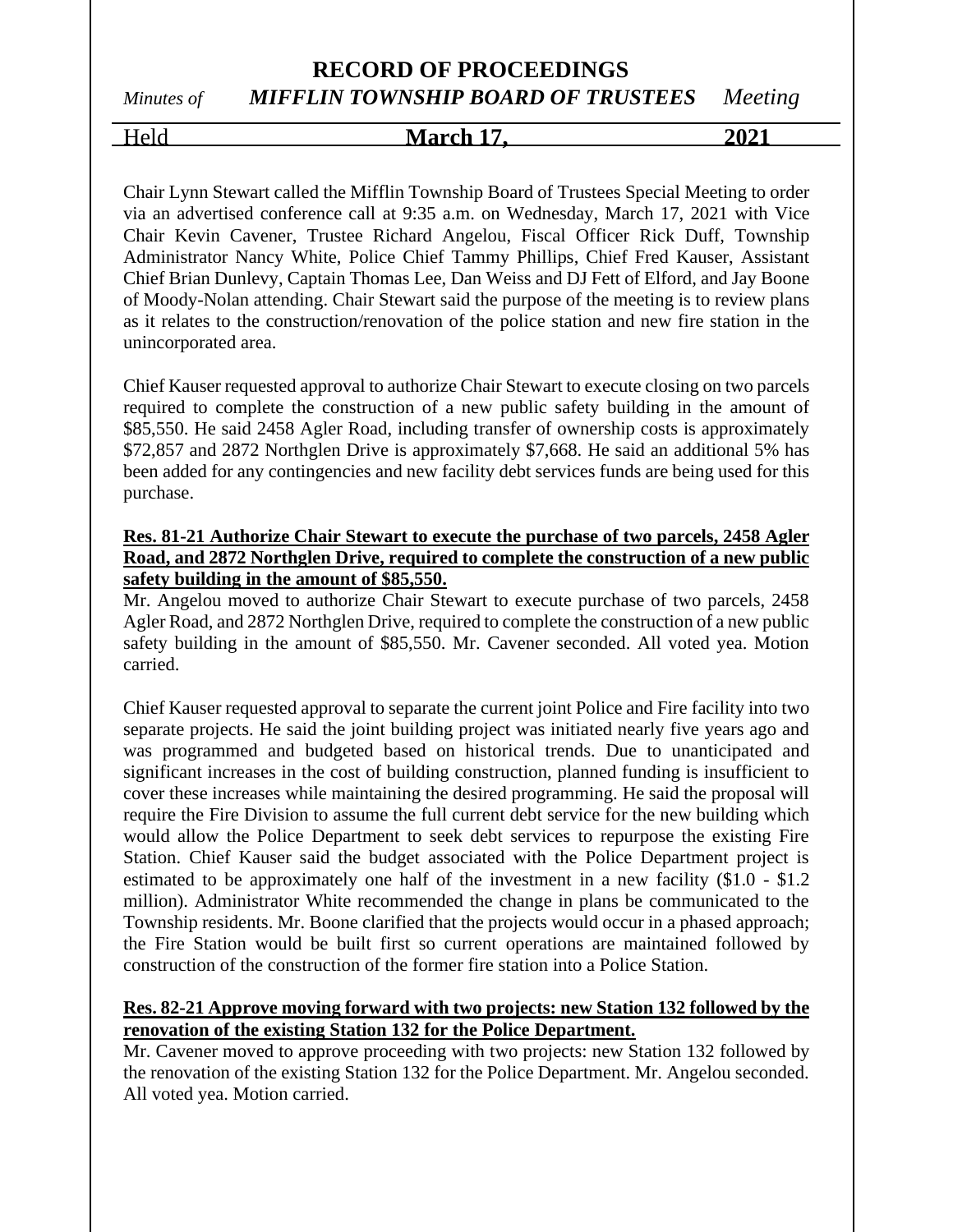# RECORD OF PROCEEDINGS

*Minutes of* ***MIFFLIN TOWNSHIP BOARD OF TRUSTEES*** *Meeting*

Held **March 17, 2021**

Chair Lynn Stewart called the Mifflin Township Board of Trustees Special Meeting to order via an advertised conference call at 9:35 a.m. on Wednesday, March 17, 2021 with Vice Chair Kevin Cavener, Trustee Richard Angelou, Fiscal Officer Rick Duff, Township Administrator Nancy White, Police Chief Tammy Phillips, Chief Fred Kauser, Assistant Chief Brian Dunlevy, Captain Thomas Lee, Dan Weiss and DJ Fett of Elford, and Jay Boone of Moody-Nolan attending. Chair Stewart said the purpose of the meeting is to review plans as it relates to the construction/renovation of the police station and new fire station in the unincorporated area.

Chief Kauser requested approval to authorize Chair Stewart to execute closing on two parcels required to complete the construction of a new public safety building in the amount of $85,550. He said 2458 Agler Road, including transfer of ownership costs is approximately $72,857 and 2872 Northglen Drive is approximately $7,668. He said an additional 5% has been added for any contingencies and new facility debt services funds are being used for this purchase.

**Res. 81-21 Authorize Chair Stewart to execute the purchase of two parcels, 2458 Agler Road, and 2872 Northglen Drive, required to complete the construction of a new public safety building in the amount of $85,550.**

Mr. Angelou moved to authorize Chair Stewart to execute purchase of two parcels, 2458 Agler Road, and 2872 Northglen Drive, required to complete the construction of a new public safety building in the amount of $85,550. Mr. Cavener seconded. All voted yea. Motion carried.

Chief Kauser requested approval to separate the current joint Police and Fire facility into two separate projects. He said the joint building project was initiated nearly five years ago and was programmed and budgeted based on historical trends. Due to unanticipated and significant increases in the cost of building construction, planned funding is insufficient to cover these increases while maintaining the desired programming. He said the proposal will require the Fire Division to assume the full current debt service for the new building which would allow the Police Department to seek debt services to repurpose the existing Fire Station. Chief Kauser said the budget associated with the Police Department project is estimated to be approximately one half of the investment in a new facility ($1.0 - $1.2 million). Administrator White recommended the change in plans be communicated to the Township residents. Mr. Boone clarified that the projects would occur in a phased approach; the Fire Station would be built first so current operations are maintained followed by construction of the construction of the former fire station into a Police Station.

**Res. 82-21 Approve moving forward with two projects: new Station 132 followed by the renovation of the existing Station 132 for the Police Department.**

Mr. Cavener moved to approve proceeding with two projects: new Station 132 followed by the renovation of the existing Station 132 for the Police Department. Mr. Angelou seconded. All voted yea. Motion carried.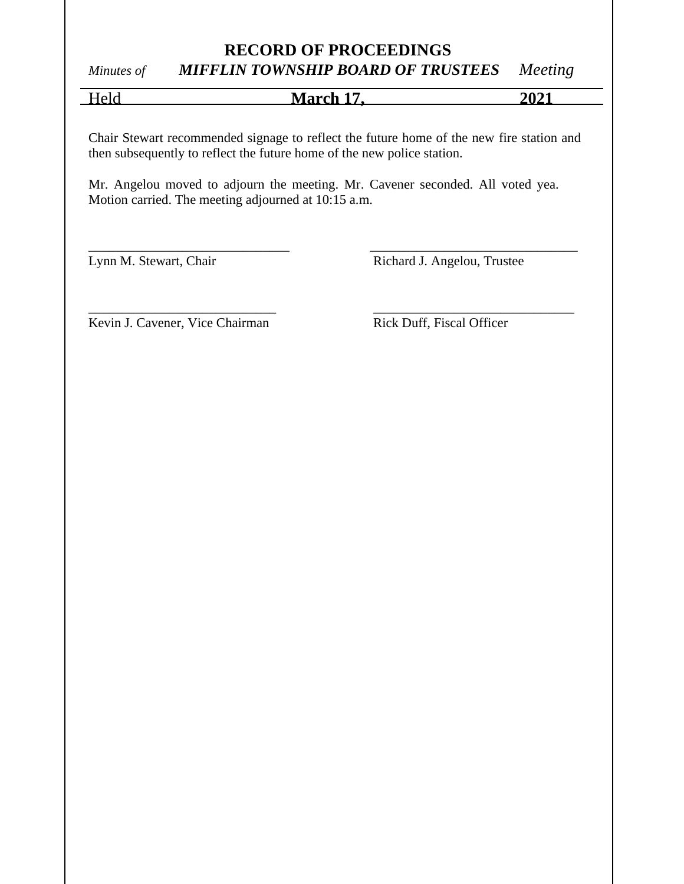Chair Stewart recommended signage to reflect the future home of the new fire station and then subsequently to reflect the future home of the new police station.

Mr. Angelou moved to adjourn the meeting. Mr. Cavener seconded. All voted yea. Motion carried. The meeting adjourned at 10:15 a.m.

| | |
|---|---|
| ______________________________ | ______________________________ |
| Lynn M. Stewart, Chair | Richard J. Angelou, Trustee |
| ______________________________ | ______________________________ |
| Kevin J. Cavener, Vice Chairman | Rick Duff, Fiscal Officer |